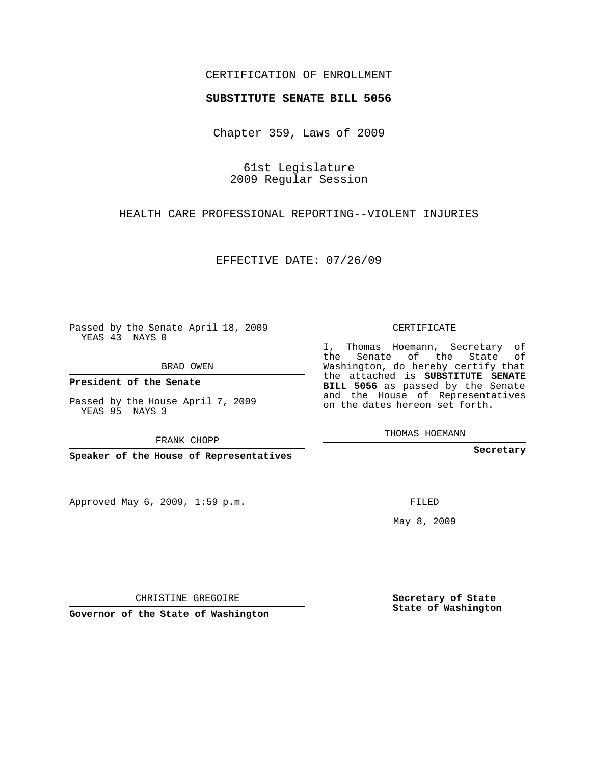CERTIFICATION OF ENROLLMENT

**SUBSTITUTE SENATE BILL 5056**

Chapter 359, Laws of 2009

61st Legislature
2009 Regular Session

HEALTH CARE PROFESSIONAL REPORTING--VIOLENT INJURIES

EFFECTIVE DATE: 07/26/09

Passed by the Senate April 18, 2009
YEAS 43 NAYS 0

BRAD OWEN

**President of the Senate**

Passed by the House April 7, 2009
YEAS 95 NAYS 3

FRANK CHOPP

**Speaker of the House of Representatives**

Approved May 6, 2009, 1:59 p.m.

CHRISTINE GREGOIRE

**Governor of the State of Washington**

CERTIFICATE

I, Thomas Hoemann, Secretary of the Senate of the State of Washington, do hereby certify that the attached is **SUBSTITUTE SENATE BILL 5056** as passed by the Senate and the House of Representatives on the dates hereon set forth.

THOMAS HOEMANN

**Secretary**

FILED

May 8, 2009

**Secretary of State**
**State of Washington**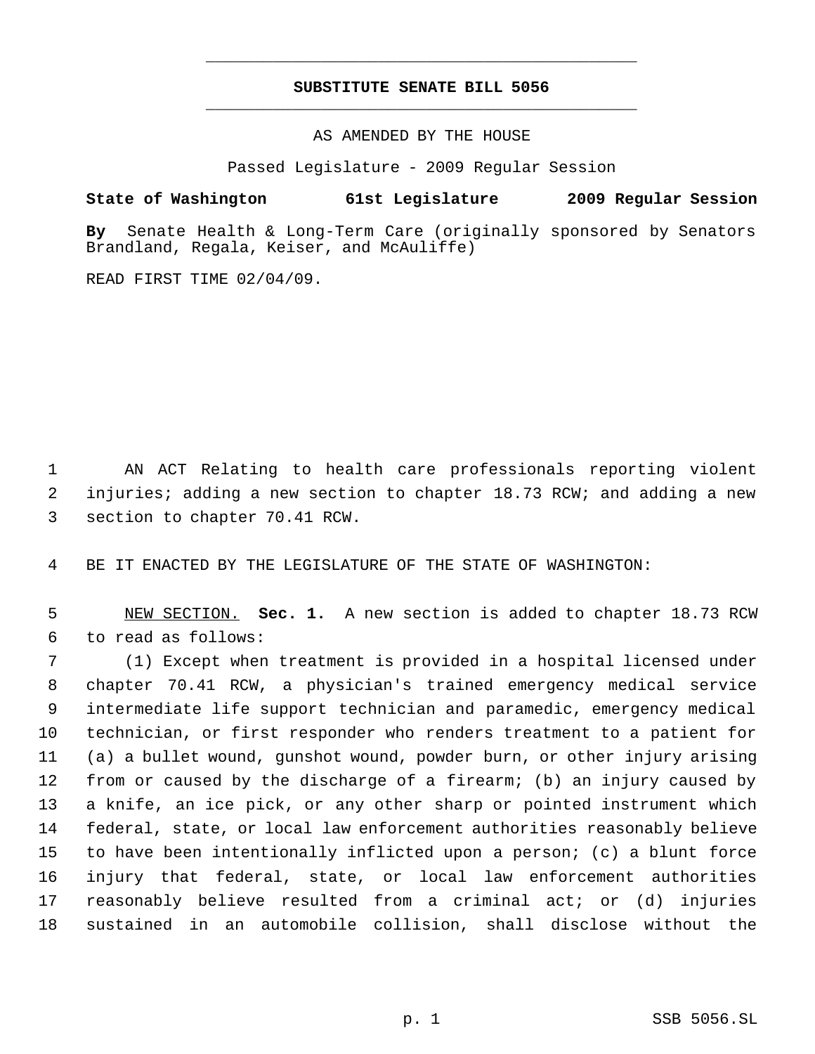**SUBSTITUTE SENATE BILL 5056**

AS AMENDED BY THE HOUSE

Passed Legislature - 2009 Regular Session

**State of Washington 61st Legislature 2009 Regular Session**

**By** Senate Health & Long-Term Care (originally sponsored by Senators Brandland, Regala, Keiser, and McAuliffe)

READ FIRST TIME 02/04/09.

AN ACT Relating to health care professionals reporting violent injuries; adding a new section to chapter 18.73 RCW; and adding a new section to chapter 70.41 RCW.

BE IT ENACTED BY THE LEGISLATURE OF THE STATE OF WASHINGTON:

NEW SECTION. **Sec. 1.** A new section is added to chapter 18.73 RCW to read as follows:

(1) Except when treatment is provided in a hospital licensed under chapter 70.41 RCW, a physician's trained emergency medical service intermediate life support technician and paramedic, emergency medical technician, or first responder who renders treatment to a patient for (a) a bullet wound, gunshot wound, powder burn, or other injury arising from or caused by the discharge of a firearm; (b) an injury caused by a knife, an ice pick, or any other sharp or pointed instrument which federal, state, or local law enforcement authorities reasonably believe to have been intentionally inflicted upon a person; (c) a blunt force injury that federal, state, or local law enforcement authorities reasonably believe resulted from a criminal act; or (d) injuries sustained in an automobile collision, shall disclose without the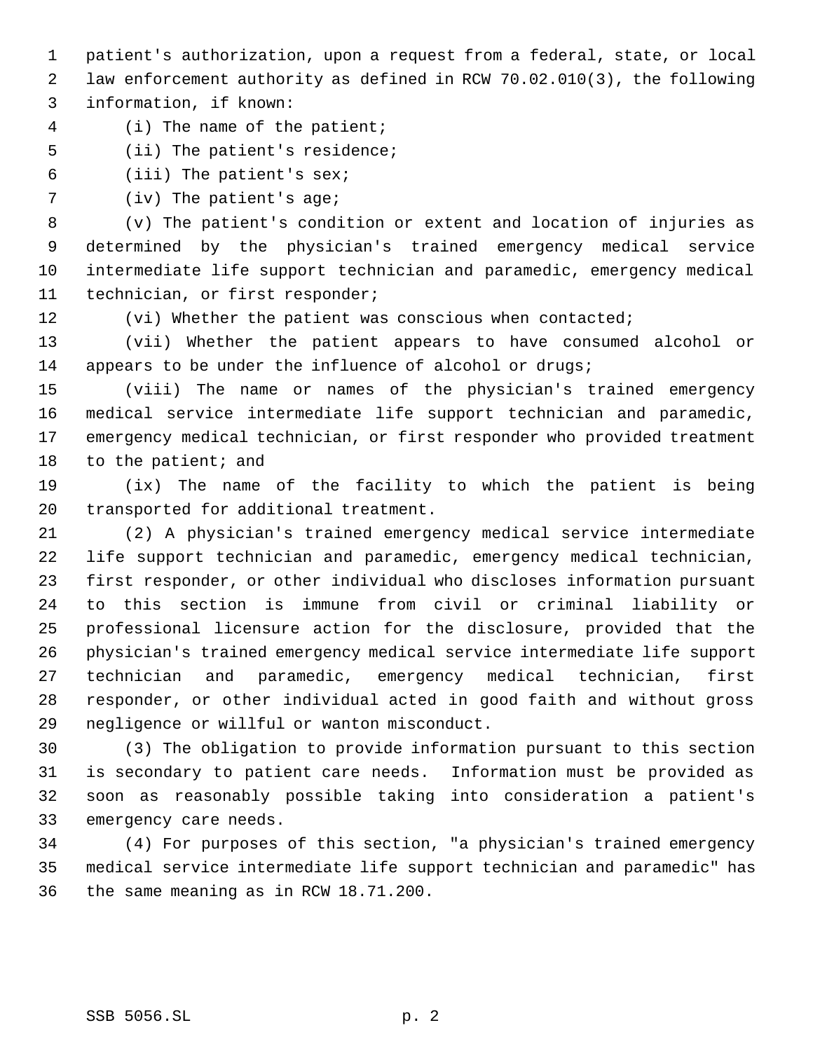patient's authorization, upon a request from a federal, state, or local law enforcement authority as defined in RCW 70.02.010(3), the following information, if known:

(i) The name of the patient;

(ii) The patient's residence;

(iii) The patient's sex;

(iv) The patient's age;

(v) The patient's condition or extent and location of injuries as determined by the physician's trained emergency medical service intermediate life support technician and paramedic, emergency medical technician, or first responder;

(vi) Whether the patient was conscious when contacted;

(vii) Whether the patient appears to have consumed alcohol or appears to be under the influence of alcohol or drugs;

(viii) The name or names of the physician's trained emergency medical service intermediate life support technician and paramedic, emergency medical technician, or first responder who provided treatment to the patient; and

(ix) The name of the facility to which the patient is being transported for additional treatment.

(2) A physician's trained emergency medical service intermediate life support technician and paramedic, emergency medical technician, first responder, or other individual who discloses information pursuant to this section is immune from civil or criminal liability or professional licensure action for the disclosure, provided that the physician's trained emergency medical service intermediate life support technician and paramedic, emergency medical technician, first responder, or other individual acted in good faith and without gross negligence or willful or wanton misconduct.

(3) The obligation to provide information pursuant to this section is secondary to patient care needs. Information must be provided as soon as reasonably possible taking into consideration a patient's emergency care needs.

(4) For purposes of this section, "a physician's trained emergency medical service intermediate life support technician and paramedic" has the same meaning as in RCW 18.71.200.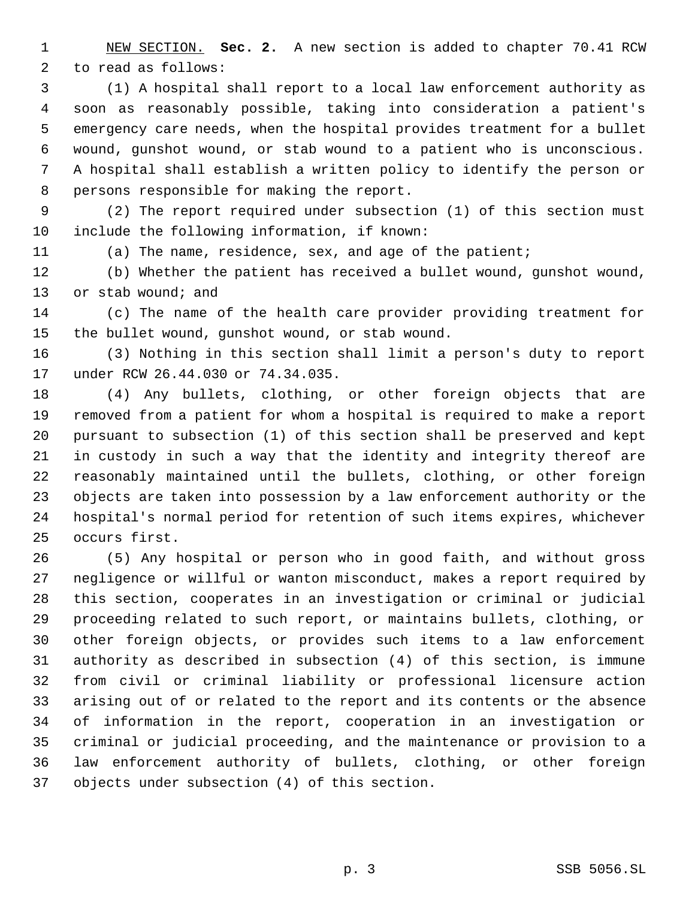NEW SECTION. **Sec. 2.** A new section is added to chapter 70.41 RCW to read as follows:

(1) A hospital shall report to a local law enforcement authority as soon as reasonably possible, taking into consideration a patient's emergency care needs, when the hospital provides treatment for a bullet wound, gunshot wound, or stab wound to a patient who is unconscious. A hospital shall establish a written policy to identify the person or persons responsible for making the report.

(2) The report required under subsection (1) of this section must include the following information, if known:

(a) The name, residence, sex, and age of the patient;

(b) Whether the patient has received a bullet wound, gunshot wound, or stab wound; and

(c) The name of the health care provider providing treatment for the bullet wound, gunshot wound, or stab wound.

(3) Nothing in this section shall limit a person's duty to report under RCW 26.44.030 or 74.34.035.

(4) Any bullets, clothing, or other foreign objects that are removed from a patient for whom a hospital is required to make a report pursuant to subsection (1) of this section shall be preserved and kept in custody in such a way that the identity and integrity thereof are reasonably maintained until the bullets, clothing, or other foreign objects are taken into possession by a law enforcement authority or the hospital's normal period for retention of such items expires, whichever occurs first.

(5) Any hospital or person who in good faith, and without gross negligence or willful or wanton misconduct, makes a report required by this section, cooperates in an investigation or criminal or judicial proceeding related to such report, or maintains bullets, clothing, or other foreign objects, or provides such items to a law enforcement authority as described in subsection (4) of this section, is immune from civil or criminal liability or professional licensure action arising out of or related to the report and its contents or the absence of information in the report, cooperation in an investigation or criminal or judicial proceeding, and the maintenance or provision to a law enforcement authority of bullets, clothing, or other foreign objects under subsection (4) of this section.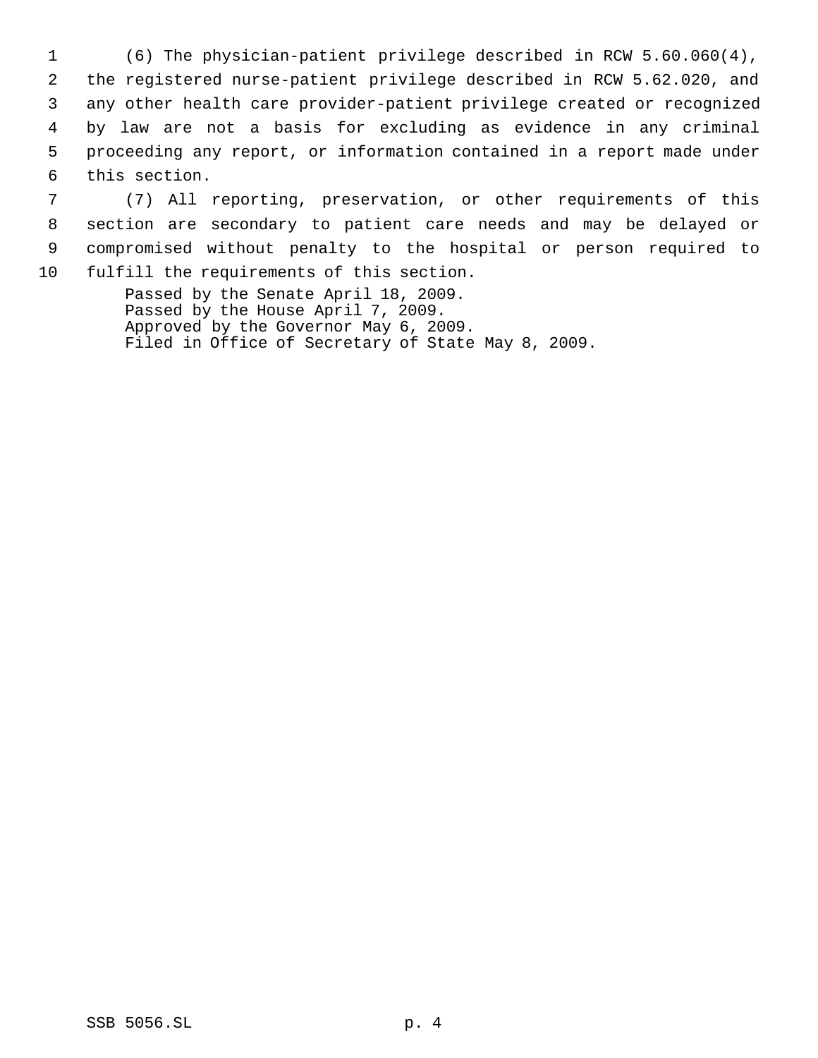(6) The physician-patient privilege described in RCW 5.60.060(4), the registered nurse-patient privilege described in RCW 5.62.020, and any other health care provider-patient privilege created or recognized by law are not a basis for excluding as evidence in any criminal proceeding any report, or information contained in a report made under this section.

(7) All reporting, preservation, or other requirements of this section are secondary to patient care needs and may be delayed or compromised without penalty to the hospital or person required to fulfill the requirements of this section.

Passed by the Senate April 18, 2009.
Passed by the House April 7, 2009.
Approved by the Governor May 6, 2009.
Filed in Office of Secretary of State May 8, 2009.